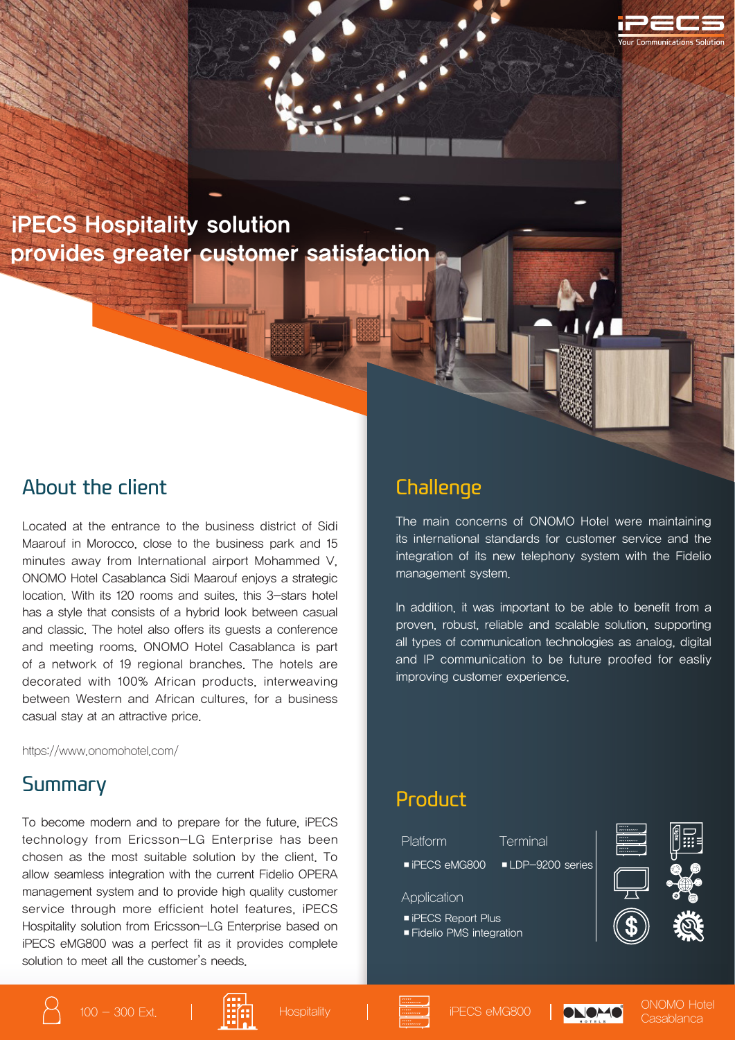# iPECS Hospitality solution provides greater customer satisfaction

## About the client

Located at the entrance to the business district of Sidi Maarouf in Morocco, close to the business park and 15 minutes away from International airport Mohammed V, ONOMO Hotel Casablanca Sidi Maarouf enjoys a strategic location. With its 120 rooms and suites, this 3-stars hotel has a style that consists of a hybrid look between casual and classic. The hotel also offers its guests a conference and meeting rooms. ONOMO Hotel Casablanca is part of a network of 19 regional branches. The hotels are decorated with 100% African products, interweaving between Western and African cultures, for a business casual stay at an attractive price.

https://www.onomohotel.com/

## Summary

To become modern and to prepare for the future, iPECS technology from Ericsson-LG Enterprise has been chosen as the most suitable solution by the client. To allow seamless integration with the current Fidelio OPERA management system and to provide high quality customer service through more efficient hotel features, iPECS Hospitality solution from Ericsson-LG Enterprise based on iPECS eMG800 was a perfect fit as it provides complete solution to meet all the customer's needs.

## Challenge

The main concerns of ONOMO Hotel were maintaining its international standards for customer service and the integration of its new telephony system with the Fidelio management system.

In addition, it was important to be able to benefit from a proven, robust, reliable and scalable solution, supporting all types of communication technologies as analog, digital and IP communication to be future proofed for easliy improving customer experience.

## Product

**Platform**
- iPECS eMG800

**Terminal**
- LDP-9200 series

**Application**
- iPECS Report Plus
- Fidelio PMS integration

100 – 300 Ext. | Hospitality | iPECS eMG800 | ONOMO Hotel Casablanca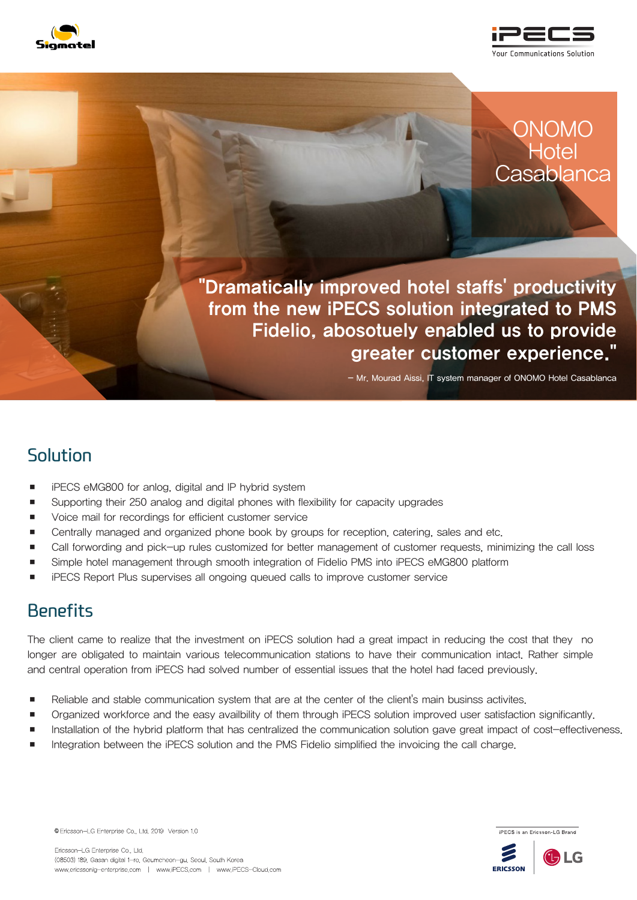Sigmatel

iPECS
Your Communications Solution

# ONOMO Hotel Casablanca

**"Dramatically improved hotel staffs' productivity from the new iPECS solution integrated to PMS Fidelio, abosotuely enabled us to provide greater customer experience."**

– Mr. Mourad Aissi, IT system manager of ONOMO Hotel Casablanca

## Solution

- iPECS eMG800 for anlog, digital and IP hybrid system
- Supporting their 250 analog and digital phones with flexibility for capacity upgrades
- Voice mail for recordings for efficient customer service
- Centrally managed and organized phone book by groups for reception, catering, sales and etc.
- Call forwording and pick-up rules customized for better management of customer requests, minimizing the call loss
- Simple hotel management through smooth integration of Fidelio PMS into iPECS eMG800 platform
- iPECS Report Plus supervises all ongoing queued calls to improve customer service

## Benefits

The client came to realize that the investment on iPECS solution had a great impact in reducing the cost that they no longer are obligated to maintain various telecommunication stations to have their communication intact. Rather simple and central operation from iPECS had solved number of essential issues that the hotel had faced previously.

- Reliable and stable communication system that are at the center of the client's main businss activites.
- Organized workforce and the easy availbility of them through iPECS solution improved user satisfaction significantly.
- Installation of the hybrid platform that has centralized the communication solution gave great impact of cost-effectiveness.
- Integration between the iPECS solution and the PMS Fidelio simplified the invoicing the call charge.

© Ericsson-LG Enterprise Co., Ltd. 2019 Version 1.0

Ericsson-LG Enterprise Co., Ltd.
(08503) 189, Gasan digital 1-ro, Geumcheon-gu, Seoul, South Korea
www.ericssonlg-enterprise.com | www.iPECS.com | www.iPECS-Cloud.com

iPECS is an Ericsson-LG Brand

ERICSSON LG